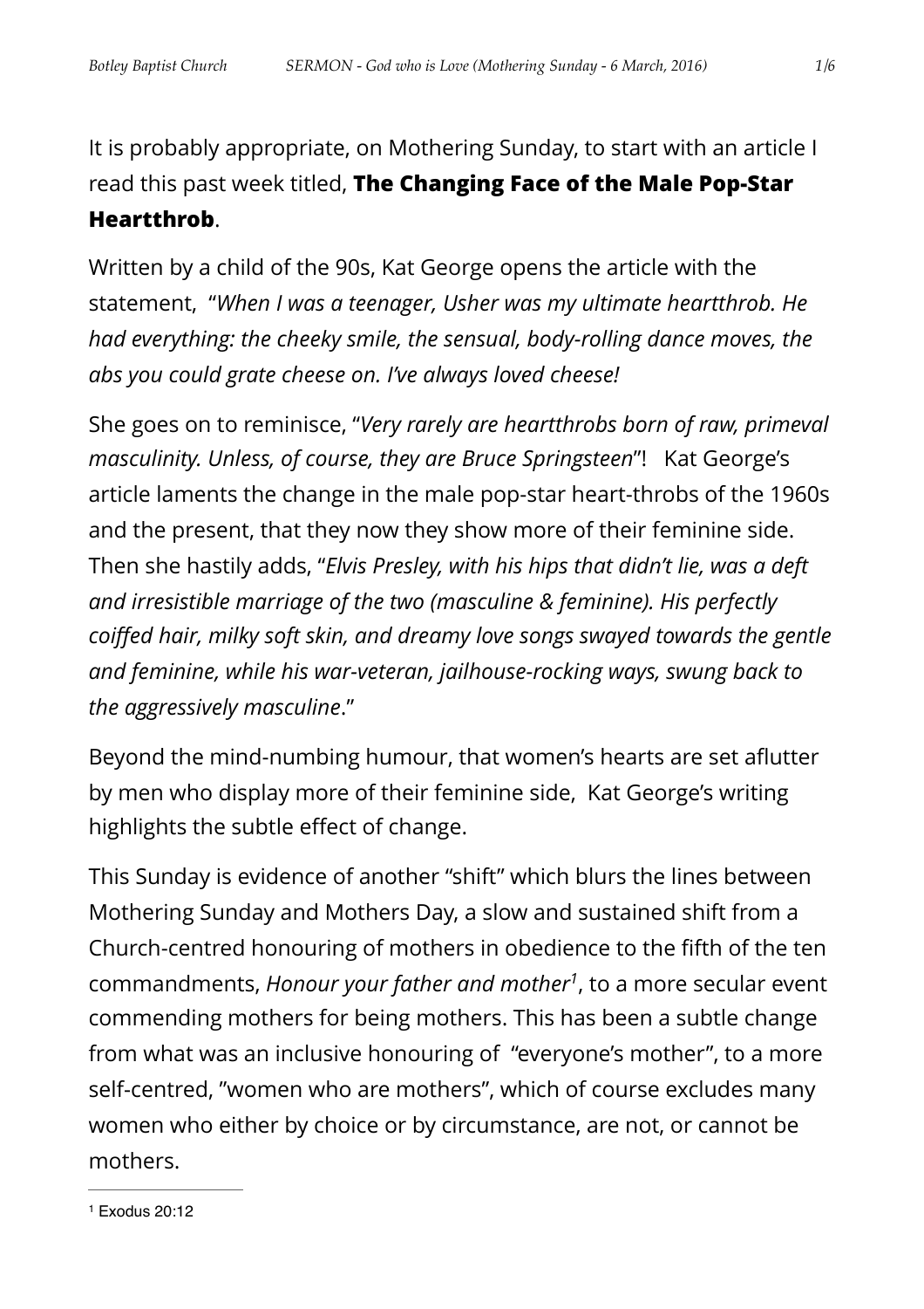It is probably appropriate, on Mothering Sunday, to start with an article I read this past week titled, **The Changing Face of the Male Pop-Star Heartthrob**.

Written by a child of the 90s, Kat George opens the article with the statement, "*When I was a teenager, Usher was my ultimate heartthrob. He had everything: the cheeky smile, the sensual, body-rolling dance moves, the abs you could grate cheese on. I've always loved cheese!*

She goes on to reminisce, "*Very rarely are heartthrobs born of raw, primeval masculinity. Unless, of course, they are Bruce Springsteen*"! Kat George's article laments the change in the male pop-star heart-throbs of the 1960s and the present, that they now they show more of their feminine side. Then she hastily adds, "*Elvis Presley, with his hips that didn't lie, was a deft and irresistible marriage of the two (masculine & feminine). His perfectly coiffed hair, milky soft skin, and dreamy love songs swayed towards the gentle and feminine, while his war-veteran, jailhouse-rocking ways, swung back to the aggressively masculine*."

Beyond the mind-numbing humour, that women's hearts are set aflutter by men who display more of their feminine side, Kat George's writing highlights the subtle effect of change.

This Sunday is evidence of another "shift" which blurs the lines between Mothering Sunday and Mothers Day, a slow and sustained shift from a Church-centred honouring of mothers in obedience to the fifth of the ten commandments, *Honour your father and mother*[1], to a more secular event commending mothers for being mothers. This has been a subtle change from what was an inclusive honouring of "everyone's mother", to a more self-centred, "women who are mothers", which of course excludes many women who either by choice or by circumstance, are not, or cannot be mothers.

---

[1] Exodus 20:12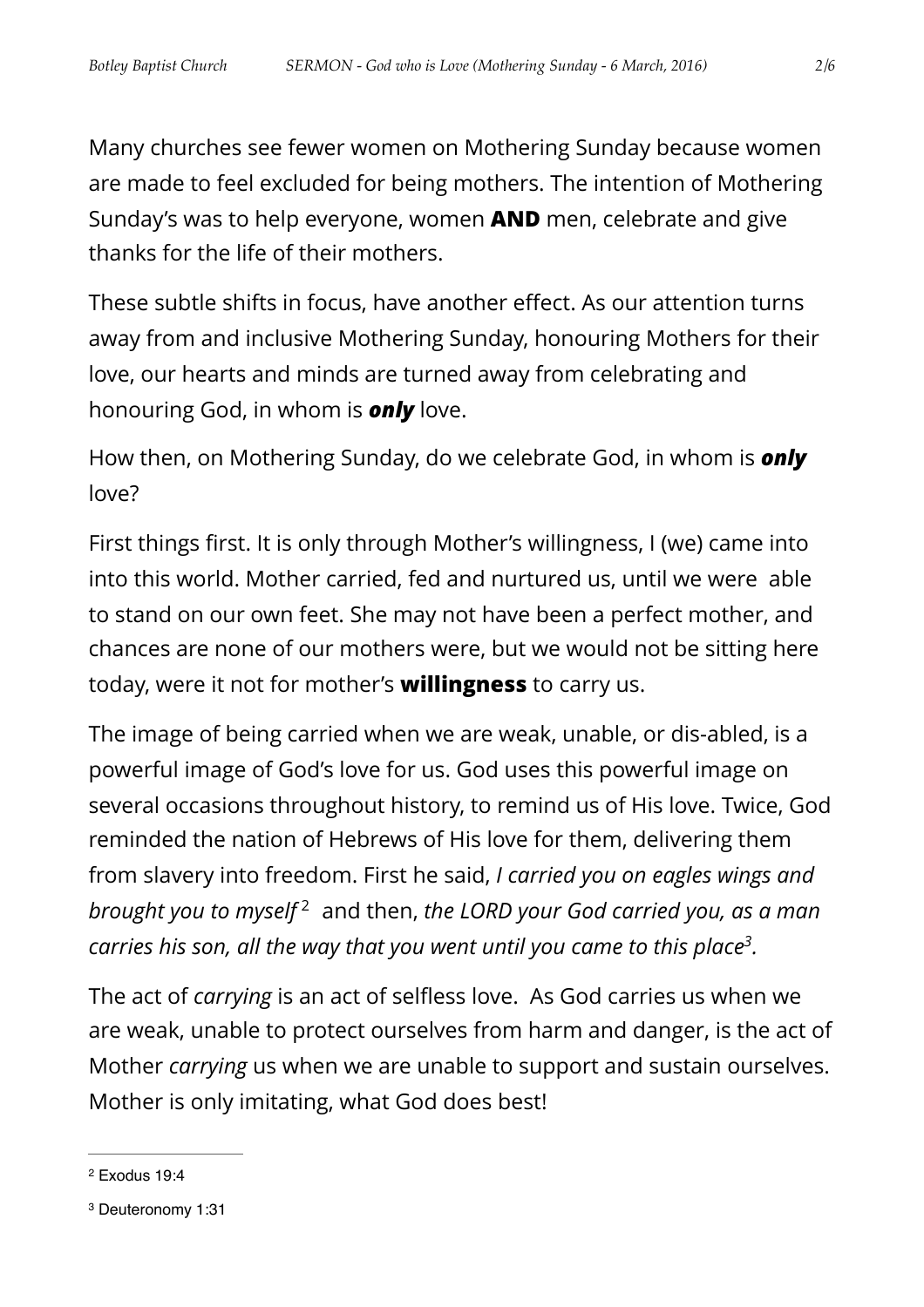Many churches see fewer women on Mothering Sunday because women are made to feel excluded for being mothers. The intention of Mothering Sunday's was to help everyone, women **AND** men, celebrate and give thanks for the life of their mothers.

These subtle shifts in focus, have another effect. As our attention turns away from and inclusive Mothering Sunday, honouring Mothers for their love, our hearts and minds are turned away from celebrating and honouring God, in whom is ***only*** love.

How then, on Mothering Sunday, do we celebrate God, in whom is ***only*** love?

First things first. It is only through Mother's willingness, I (we) came into into this world. Mother carried, fed and nurtured us, until we were able to stand on our own feet. She may not have been a perfect mother, and chances are none of our mothers were, but we would not be sitting here today, were it not for mother's **willingness** to carry us.

The image of being carried when we are weak, unable, or dis-abled, is a powerful image of God's love for us. God uses this powerful image on several occasions throughout history, to remind us of His love. Twice, God reminded the nation of Hebrews of His love for them, delivering them from slavery into freedom. First he said, *I carried you on eagles wings and brought you to myself*[2] and then, *the LORD your God carried you, as a man carries his son, all the way that you went until you came to this place*[3].

The act of *carrying* is an act of selfless love. As God carries us when we are weak, unable to protect ourselves from harm and danger, is the act of Mother *carrying* us when we are unable to support and sustain ourselves. Mother is only imitating, what God does best!

---

[2] Exodus 19:4

[3] Deuteronomy 1:31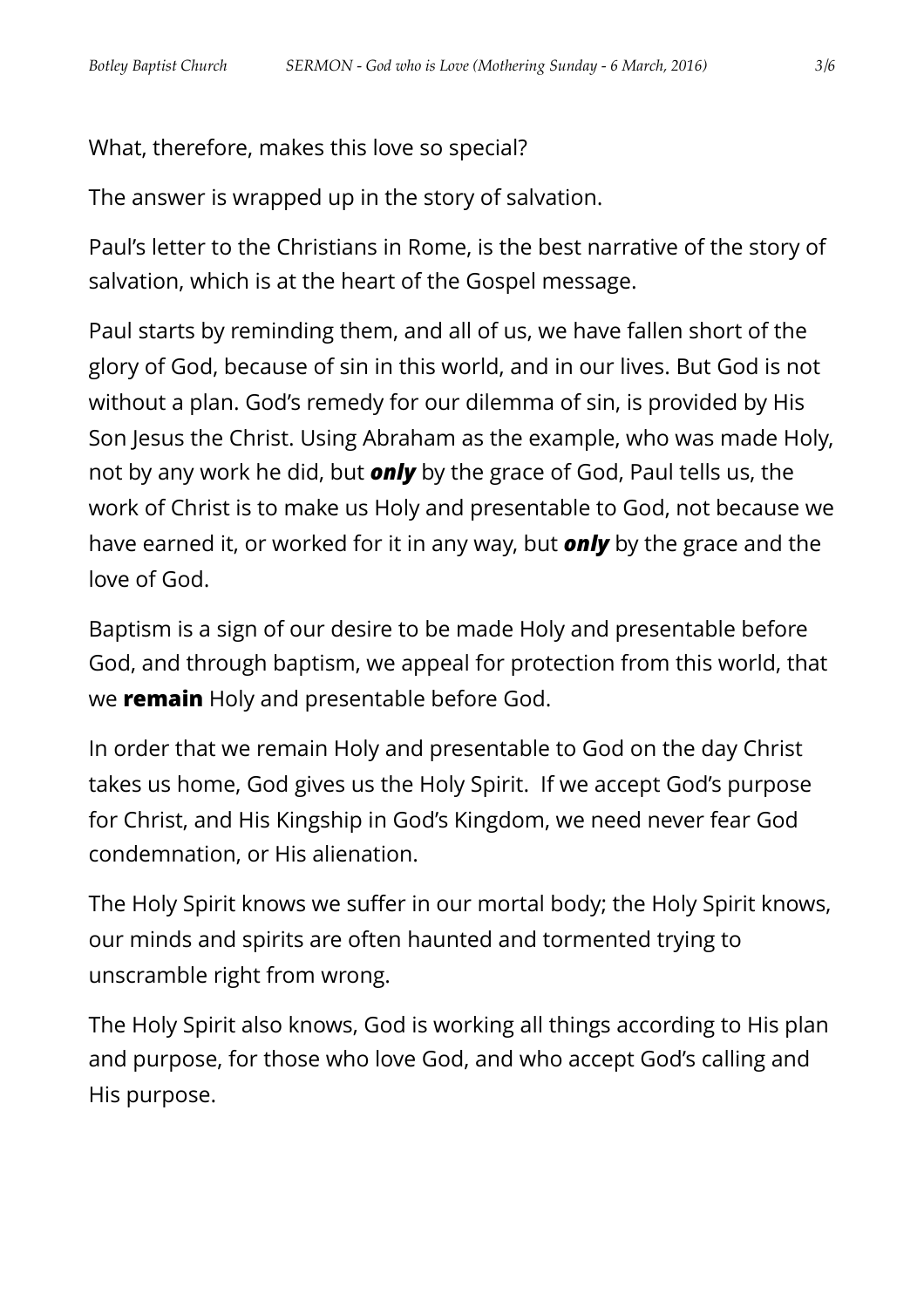What, therefore, makes this love so special?

The answer is wrapped up in the story of salvation.

Paul's letter to the Christians in Rome, is the best narrative of the story of salvation, which is at the heart of the Gospel message.

Paul starts by reminding them, and all of us, we have fallen short of the glory of God, because of sin in this world, and in our lives. But God is not without a plan. God's remedy for our dilemma of sin, is provided by His Son Jesus the Christ. Using Abraham as the example, who was made Holy, not by any work he did, but ***only*** by the grace of God, Paul tells us, the work of Christ is to make us Holy and presentable to God, not because we have earned it, or worked for it in any way, but ***only*** by the grace and the love of God.

Baptism is a sign of our desire to be made Holy and presentable before God, and through baptism, we appeal for protection from this world, that we **remain** Holy and presentable before God.

In order that we remain Holy and presentable to God on the day Christ takes us home, God gives us the Holy Spirit. If we accept God's purpose for Christ, and His Kingship in God's Kingdom, we need never fear God condemnation, or His alienation.

The Holy Spirit knows we suffer in our mortal body; the Holy Spirit knows, our minds and spirits are often haunted and tormented trying to unscramble right from wrong.

The Holy Spirit also knows, God is working all things according to His plan and purpose, for those who love God, and who accept God's calling and His purpose.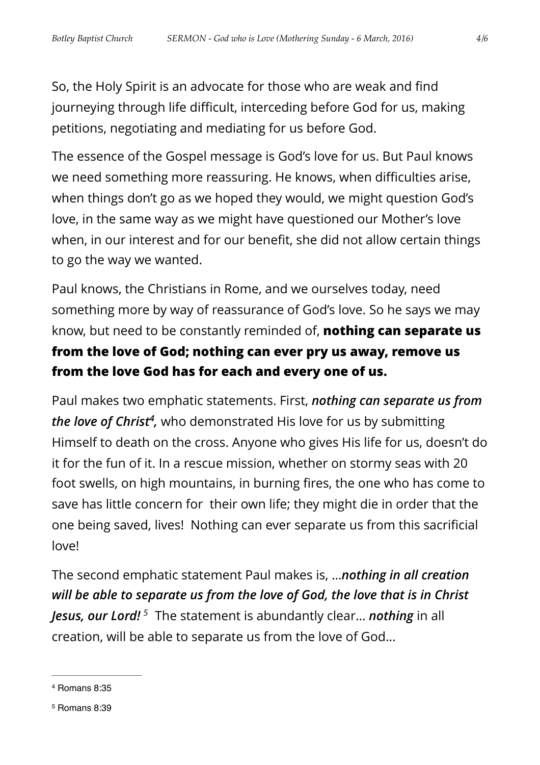So, the Holy Spirit is an advocate for those who are weak and find journeying through life difficult, interceding before God for us, making petitions, negotiating and mediating for us before God.

The essence of the Gospel message is God's love for us. But Paul knows we need something more reassuring. He knows, when difficulties arise, when things don't go as we hoped they would, we might question God's love, in the same way as we might have questioned our Mother's love when, in our interest and for our benefit, she did not allow certain things to go the way we wanted.

Paul knows, the Christians in Rome, and we ourselves today, need something more by way of reassurance of God's love. So he says we may know, but need to be constantly reminded of, **nothing can separate us from the love of God; nothing can ever pry us away, remove us from the love God has for each and every one of us.**

Paul makes two emphatic statements. First, ***nothing can separate us from the love of Christ[4],*** who demonstrated His love for us by submitting Himself to death on the cross. Anyone who gives His life for us, doesn't do it for the fun of it. In a rescue mission, whether on stormy seas with 20 foot swells, on high mountains, in burning fires, the one who has come to save has little concern for their own life; they might die in order that the one being saved, lives! Nothing can ever separate us from this sacrificial love!

The second emphatic statement Paul makes is, …***nothing in all creation will be able to separate us from the love of God, the love that is in Christ Jesus, our Lord!*** [5] The statement is abundantly clear… ***nothing*** in all creation, will be able to separate us from the love of God…

---

[4] Romans 8:35

[5] Romans 8:39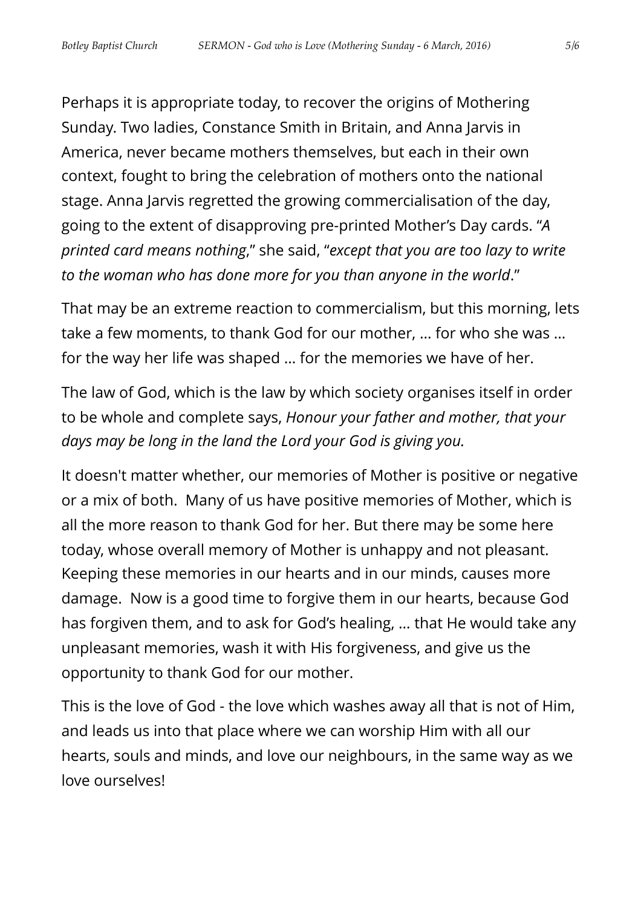Perhaps it is appropriate today, to recover the origins of Mothering Sunday. Two ladies, Constance Smith in Britain, and Anna Jarvis in America, never became mothers themselves, but each in their own context, fought to bring the celebration of mothers onto the national stage. Anna Jarvis regretted the growing commercialisation of the day, going to the extent of disapproving pre-printed Mother's Day cards. "*A printed card means nothing*," she said, "*except that you are too lazy to write to the woman who has done more for you than anyone in the world*."

That may be an extreme reaction to commercialism, but this morning, lets take a few moments, to thank God for our mother, … for who she was … for the way her life was shaped … for the memories we have of her.

The law of God, which is the law by which society organises itself in order to be whole and complete says, *Honour your father and mother, that your days may be long in the land the Lord your God is giving you.*

It doesn't matter whether, our memories of Mother is positive or negative or a mix of both. Many of us have positive memories of Mother, which is all the more reason to thank God for her. But there may be some here today, whose overall memory of Mother is unhappy and not pleasant. Keeping these memories in our hearts and in our minds, causes more damage. Now is a good time to forgive them in our hearts, because God has forgiven them, and to ask for God's healing, … that He would take any unpleasant memories, wash it with His forgiveness, and give us the opportunity to thank God for our mother.

This is the love of God - the love which washes away all that is not of Him, and leads us into that place where we can worship Him with all our hearts, souls and minds, and love our neighbours, in the same way as we love ourselves!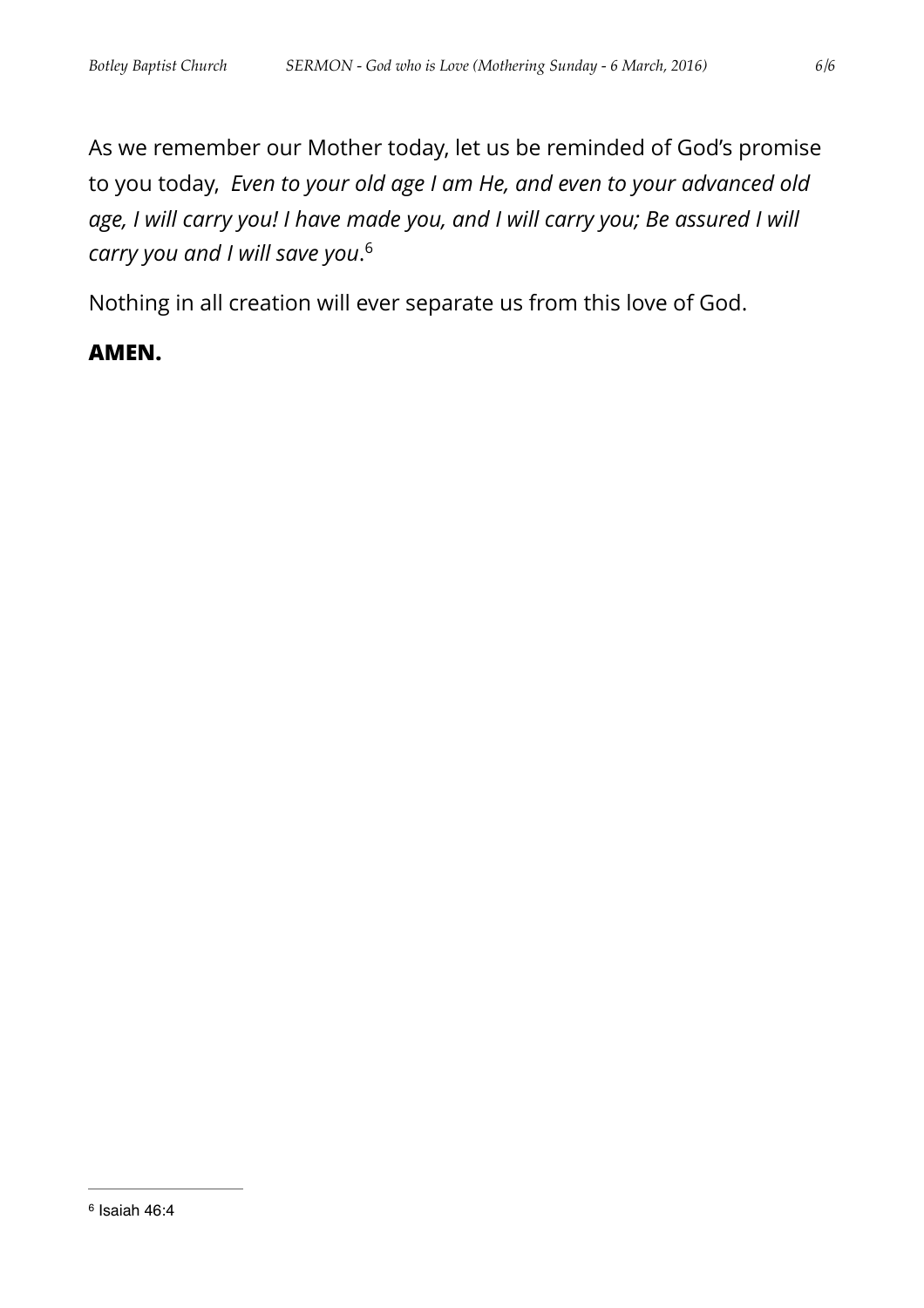As we remember our Mother today, let us be reminded of God's promise to you today, *Even to your old age I am He, and even to your advanced old age, I will carry you! I have made you, and I will carry you; Be assured I will carry you and I will save you*.[6]

Nothing in all creation will ever separate us from this love of God.

**AMEN.**

---

[6] Isaiah 46:4